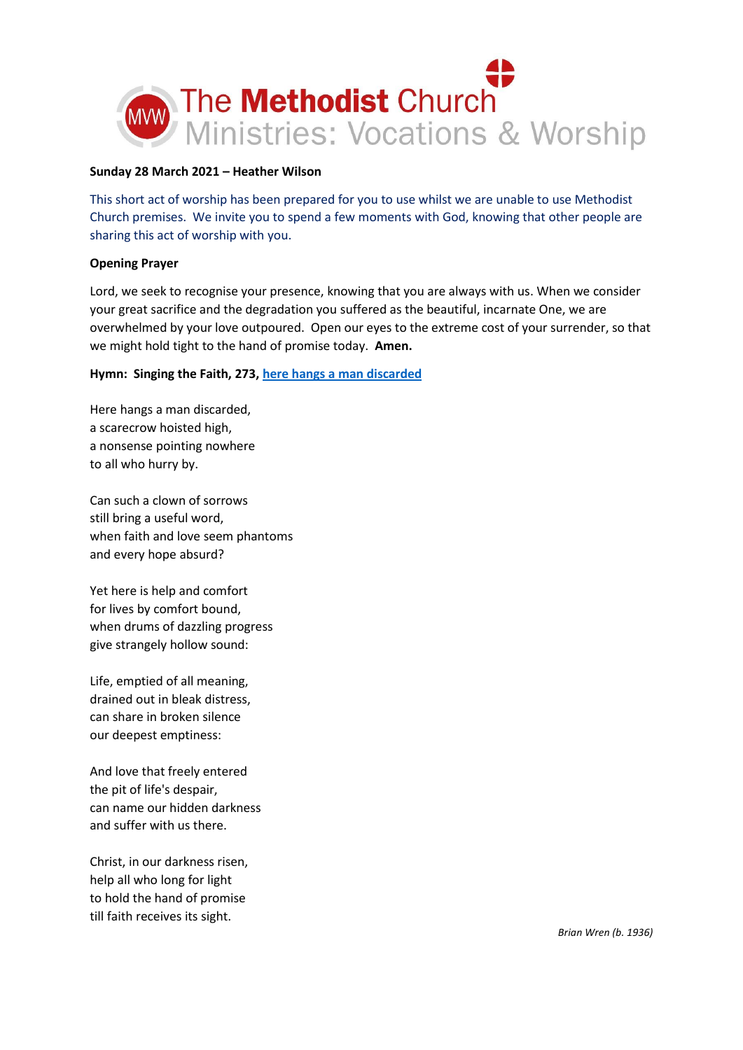The Methodist Church
Ministries: Vocations & Worship

**Sunday 28 March 2021 – Heather Wilson**

This short act of worship has been prepared for you to use whilst we are unable to use Methodist Church premises. We invite you to spend a few moments with God, knowing that other people are sharing this act of worship with you.

**Opening Prayer**

Lord, we seek to recognise your presence, knowing that you are always with us. When we consider your great sacrifice and the degradation you suffered as the beautiful, incarnate One, we are overwhelmed by your love outpoured. Open our eyes to the extreme cost of your surrender, so that we might hold tight to the hand of promise today. **Amen.**

**Hymn: Singing the Faith, 273, here hangs a man discarded**

Here hangs a man discarded,
a scarecrow hoisted high,
a nonsense pointing nowhere
to all who hurry by.

Can such a clown of sorrows
still bring a useful word,
when faith and love seem phantoms
and every hope absurd?

Yet here is help and comfort
for lives by comfort bound,
when drums of dazzling progress
give strangely hollow sound:

Life, emptied of all meaning,
drained out in bleak distress,
can share in broken silence
our deepest emptiness:

And love that freely entered
the pit of life's despair,
can name our hidden darkness
and suffer with us there.

Christ, in our darkness risen,
help all who long for light
to hold the hand of promise
till faith receives its sight.

*Brian Wren (b. 1936)*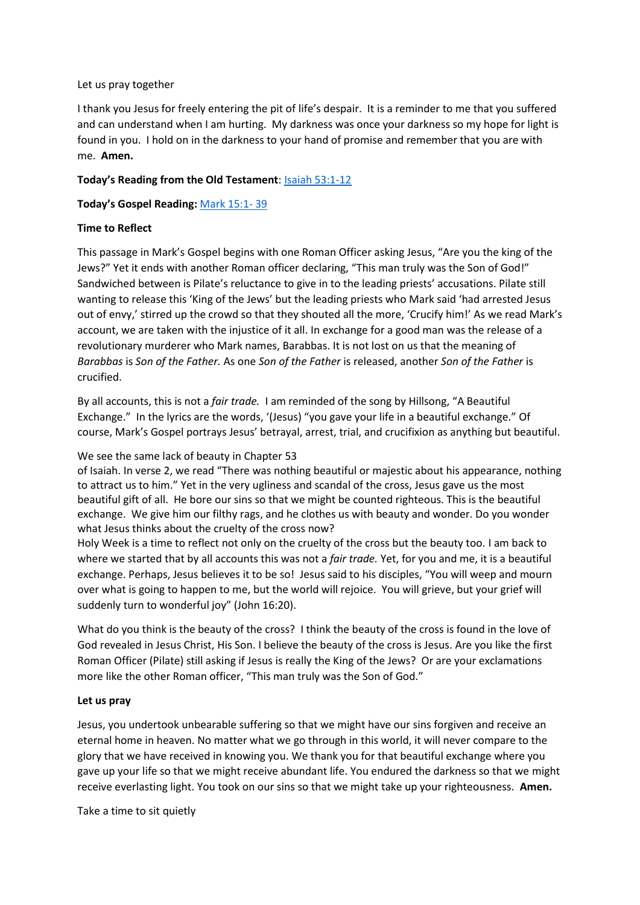Let us pray together

I thank you Jesus for freely entering the pit of life's despair. It is a reminder to me that you suffered and can understand when I am hurting. My darkness was once your darkness so my hope for light is found in you. I hold on in the darkness to your hand of promise and remember that you are with me. **Amen.**

**Today's Reading from the Old Testament**: [Isaiah 53:1-12]

**Today's Gospel Reading:** [Mark 15:1- 39]

**Time to Reflect**

This passage in Mark's Gospel begins with one Roman Officer asking Jesus, "Are you the king of the Jews?" Yet it ends with another Roman officer declaring, "This man truly was the Son of God!" Sandwiched between is Pilate's reluctance to give in to the leading priests' accusations. Pilate still wanting to release this 'King of the Jews' but the leading priests who Mark said 'had arrested Jesus out of envy,' stirred up the crowd so that they shouted all the more, 'Crucify him!' As we read Mark's account, we are taken with the injustice of it all. In exchange for a good man was the release of a revolutionary murderer who Mark names, Barabbas. It is not lost on us that the meaning of *Barabbas* is *Son of the Father.* As one *Son of the Father* is released, another *Son of the Father* is crucified.

By all accounts, this is not a *fair trade.* I am reminded of the song by Hillsong, "A Beautiful Exchange." In the lyrics are the words, '(Jesus) "you gave your life in a beautiful exchange." Of course, Mark's Gospel portrays Jesus' betrayal, arrest, trial, and crucifixion as anything but beautiful.

We see the same lack of beauty in Chapter 53 of Isaiah. In verse 2, we read "There was nothing beautiful or majestic about his appearance, nothing to attract us to him." Yet in the very ugliness and scandal of the cross, Jesus gave us the most beautiful gift of all. He bore our sins so that we might be counted righteous. This is the beautiful exchange. We give him our filthy rags, and he clothes us with beauty and wonder. Do you wonder what Jesus thinks about the cruelty of the cross now?

Holy Week is a time to reflect not only on the cruelty of the cross but the beauty too. I am back to where we started that by all accounts this was not a *fair trade.* Yet, for you and me, it is a beautiful exchange. Perhaps, Jesus believes it to be so! Jesus said to his disciples, "You will weep and mourn over what is going to happen to me, but the world will rejoice. You will grieve, but your grief will suddenly turn to wonderful joy" (John 16:20).

What do you think is the beauty of the cross? I think the beauty of the cross is found in the love of God revealed in Jesus Christ, His Son. I believe the beauty of the cross is Jesus. Are you like the first Roman Officer (Pilate) still asking if Jesus is really the King of the Jews? Or are your exclamations more like the other Roman officer, "This man truly was the Son of God."

**Let us pray**

Jesus, you undertook unbearable suffering so that we might have our sins forgiven and receive an eternal home in heaven. No matter what we go through in this world, it will never compare to the glory that we have received in knowing you. We thank you for that beautiful exchange where you gave up your life so that we might receive abundant life. You endured the darkness so that we might receive everlasting light. You took on our sins so that we might take up your righteousness. **Amen.**

Take a time to sit quietly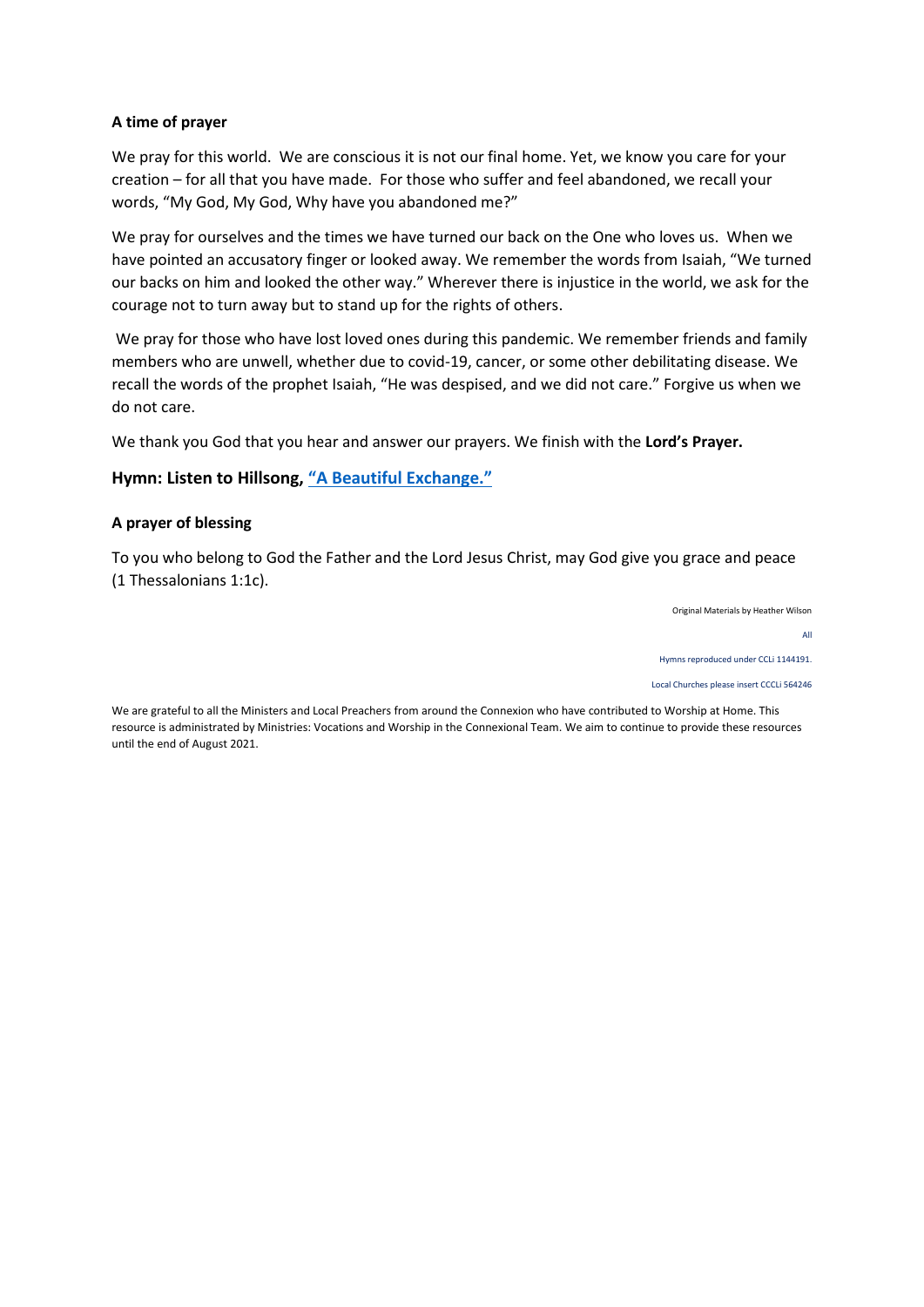**A time of prayer**

We pray for this world. We are conscious it is not our final home. Yet, we know you care for your creation – for all that you have made. For those who suffer and feel abandoned, we recall your words, "My God, My God, Why have you abandoned me?"

We pray for ourselves and the times we have turned our back on the One who loves us. When we have pointed an accusatory finger or looked away. We remember the words from Isaiah, "We turned our backs on him and looked the other way." Wherever there is injustice in the world, we ask for the courage not to turn away but to stand up for the rights of others.

We pray for those who have lost loved ones during this pandemic. We remember friends and family members who are unwell, whether due to covid-19, cancer, or some other debilitating disease. We recall the words of the prophet Isaiah, "He was despised, and we did not care." Forgive us when we do not care.

We thank you God that you hear and answer our prayers. We finish with the **Lord's Prayer.**

### Hymn: Listen to Hillsong, "A Beautiful Exchange."

**A prayer of blessing**

To you who belong to God the Father and the Lord Jesus Christ, may God give you grace and peace (1 Thessalonians 1:1c).

Original Materials by Heather Wilson

All

Hymns reproduced under CCLi 1144191.

Local Churches please insert CCCLi 564246

We are grateful to all the Ministers and Local Preachers from around the Connexion who have contributed to Worship at Home. This resource is administrated by Ministries: Vocations and Worship in the Connexional Team. We aim to continue to provide these resources until the end of August 2021.